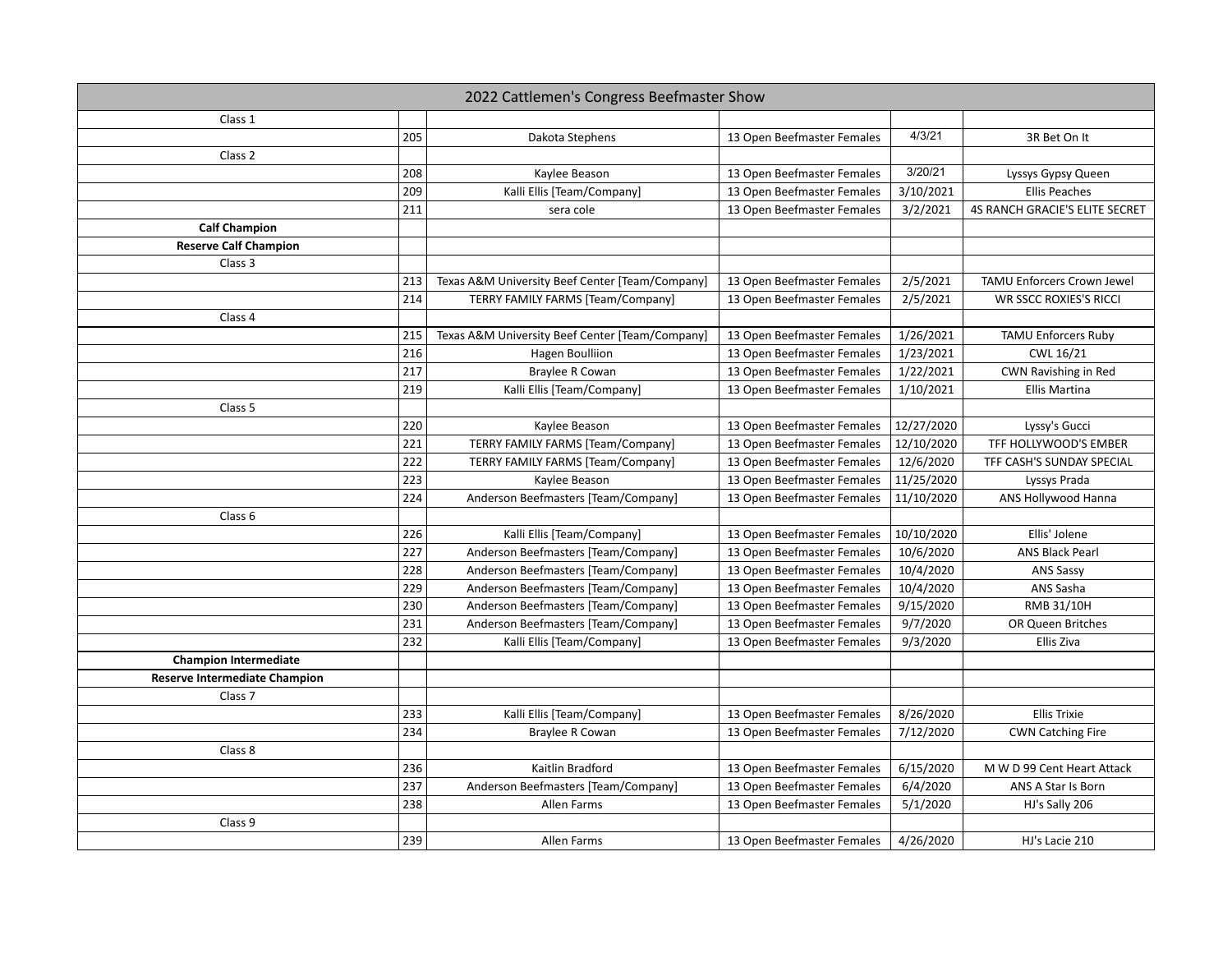| 2022 Cattlemen's Congress Beefmaster Show | | | | | |
|---|---|---|---|---|---|
| Class 1 | | | | | |
| | 205 | Dakota Stephens | 13 Open Beefmaster Females | 4/3/21 | 3R Bet On It |
| Class 2 | | | | | |
| | 208 | Kaylee Beason | 13 Open Beefmaster Females | 3/20/21 | Lyssys Gypsy Queen |
| | 209 | Kalli Ellis [Team/Company] | 13 Open Beefmaster Females | 3/10/2021 | Ellis Peaches |
| | 211 | sera cole | 13 Open Beefmaster Females | 3/2/2021 | 4S RANCH GRACIE'S ELITE SECRET |
| **Calf Champion** | | | | | |
| **Reserve Calf Champion** | | | | | |
| Class 3 | | | | | |
| | 213 | Texas A&M University Beef Center [Team/Company] | 13 Open Beefmaster Females | 2/5/2021 | TAMU Enforcers Crown Jewel |
| | 214 | TERRY FAMILY FARMS [Team/Company] | 13 Open Beefmaster Females | 2/5/2021 | WR SSCC ROXIES'S RICCI |
| Class 4 | | | | | |
| | 215 | Texas A&M University Beef Center [Team/Company] | 13 Open Beefmaster Females | 1/26/2021 | TAMU Enforcers Ruby |
| | 216 | Hagen Boulliion | 13 Open Beefmaster Females | 1/23/2021 | CWL 16/21 |
| | 217 | Braylee R Cowan | 13 Open Beefmaster Females | 1/22/2021 | CWN Ravishing in Red |
| | 219 | Kalli Ellis [Team/Company] | 13 Open Beefmaster Females | 1/10/2021 | Ellis Martina |
| Class 5 | | | | | |
| | 220 | Kaylee Beason | 13 Open Beefmaster Females | 12/27/2020 | Lyssy's Gucci |
| | 221 | TERRY FAMILY FARMS [Team/Company] | 13 Open Beefmaster Females | 12/10/2020 | TFF HOLLYWOOD'S EMBER |
| | 222 | TERRY FAMILY FARMS [Team/Company] | 13 Open Beefmaster Females | 12/6/2020 | TFF CASH'S SUNDAY SPECIAL |
| | 223 | Kaylee Beason | 13 Open Beefmaster Females | 11/25/2020 | Lyssys Prada |
| | 224 | Anderson Beefmasters [Team/Company] | 13 Open Beefmaster Females | 11/10/2020 | ANS Hollywood Hanna |
| Class 6 | | | | | |
| | 226 | Kalli Ellis [Team/Company] | 13 Open Beefmaster Females | 10/10/2020 | Ellis' Jolene |
| | 227 | Anderson Beefmasters [Team/Company] | 13 Open Beefmaster Females | 10/6/2020 | ANS Black Pearl |
| | 228 | Anderson Beefmasters [Team/Company] | 13 Open Beefmaster Females | 10/4/2020 | ANS Sassy |
| | 229 | Anderson Beefmasters [Team/Company] | 13 Open Beefmaster Females | 10/4/2020 | ANS Sasha |
| | 230 | Anderson Beefmasters [Team/Company] | 13 Open Beefmaster Females | 9/15/2020 | RMB 31/10H |
| | 231 | Anderson Beefmasters [Team/Company] | 13 Open Beefmaster Females | 9/7/2020 | OR Queen Britches |
| | 232 | Kalli Ellis [Team/Company] | 13 Open Beefmaster Females | 9/3/2020 | Ellis Ziva |
| **Champion Intermediate** | | | | | |
| **Reserve Intermediate Champion** | | | | | |
| Class 7 | | | | | |
| | 233 | Kalli Ellis [Team/Company] | 13 Open Beefmaster Females | 8/26/2020 | Ellis Trixie |
| | 234 | Braylee R Cowan | 13 Open Beefmaster Females | 7/12/2020 | CWN Catching Fire |
| Class 8 | | | | | |
| | 236 | Kaitlin Bradford | 13 Open Beefmaster Females | 6/15/2020 | M W D 99 Cent Heart Attack |
| | 237 | Anderson Beefmasters [Team/Company] | 13 Open Beefmaster Females | 6/4/2020 | ANS A Star Is Born |
| | 238 | Allen Farms | 13 Open Beefmaster Females | 5/1/2020 | HJ's Sally 206 |
| Class 9 | | | | | |
| | 239 | Allen Farms | 13 Open Beefmaster Females | 4/26/2020 | HJ's Lacie 210 |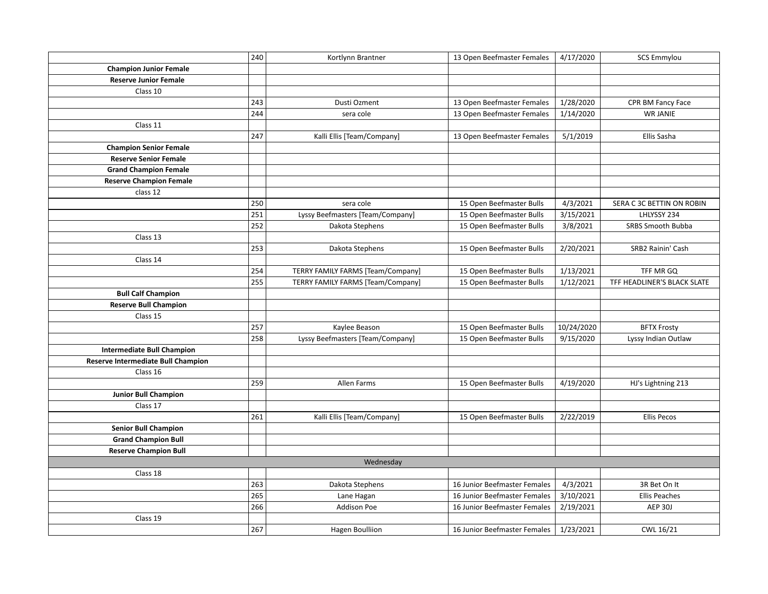| | | | | | |
|---|---|---|---|---|---|
| | 240 | Kortlynn Brantner | 13 Open Beefmaster Females | 4/17/2020 | SCS Emmylou |
| **Champion Junior Female** | | | | | |
| **Reserve Junior Female** | | | | | |
| Class 10 | | | | | |
| | 243 | Dusti Ozment | 13 Open Beefmaster Females | 1/28/2020 | CPR BM Fancy Face |
| | 244 | sera cole | 13 Open Beefmaster Females | 1/14/2020 | WR JANIE |
| Class 11 | | | | | |
| | 247 | Kalli Ellis [Team/Company] | 13 Open Beefmaster Females | 5/1/2019 | Ellis Sasha |
| **Champion Senior Female** | | | | | |
| **Reserve Senior Female** | | | | | |
| **Grand Champion Female** | | | | | |
| **Reserve Champion Female** | | | | | |
| class 12 | | | | | |
| | 250 | sera cole | 15 Open Beefmaster Bulls | 4/3/2021 | SERA C 3C BETTIN ON ROBIN |
| | 251 | Lyssy Beefmasters [Team/Company] | 15 Open Beefmaster Bulls | 3/15/2021 | LHLYSSY 234 |
| | 252 | Dakota Stephens | 15 Open Beefmaster Bulls | 3/8/2021 | SRBS Smooth Bubba |
| Class 13 | | | | | |
| | 253 | Dakota Stephens | 15 Open Beefmaster Bulls | 2/20/2021 | SRB2 Rainin' Cash |
| Class 14 | | | | | |
| | 254 | TERRY FAMILY FARMS [Team/Company] | 15 Open Beefmaster Bulls | 1/13/2021 | TFF MR GQ |
| | 255 | TERRY FAMILY FARMS [Team/Company] | 15 Open Beefmaster Bulls | 1/12/2021 | TFF HEADLINER'S BLACK SLATE |
| **Bull Calf Champion** | | | | | |
| **Reserve Bull Champion** | | | | | |
| Class 15 | | | | | |
| | 257 | Kaylee Beason | 15 Open Beefmaster Bulls | 10/24/2020 | BFTX Frosty |
| | 258 | Lyssy Beefmasters [Team/Company] | 15 Open Beefmaster Bulls | 9/15/2020 | Lyssy Indian Outlaw |
| **Intermediate Bull Champion** | | | | | |
| **Reserve Intermediate Bull Champion** | | | | | |
| Class 16 | | | | | |
| | 259 | Allen Farms | 15 Open Beefmaster Bulls | 4/19/2020 | HJ's Lightning 213 |
| **Junior Bull Champion** | | | | | |
| Class 17 | | | | | |
| | 261 | Kalli Ellis [Team/Company] | 15 Open Beefmaster Bulls | 2/22/2019 | Ellis Pecos |
| **Senior Bull Champion** | | | | | |
| **Grand Champion Bull** | | | | | |
| **Reserve Champion Bull** | | | | | |
| Wednesday | | | | | |
| Class 18 | | | | | |
| | 263 | Dakota Stephens | 16 Junior Beefmaster Females | 4/3/2021 | 3R Bet On It |
| | 265 | Lane Hagan | 16 Junior Beefmaster Females | 3/10/2021 | Ellis Peaches |
| | 266 | Addison Poe | 16 Junior Beefmaster Females | 2/19/2021 | AEP 30J |
| Class 19 | | | | | |
| | 267 | Hagen Boulliion | 16 Junior Beefmaster Females | 1/23/2021 | CWL 16/21 |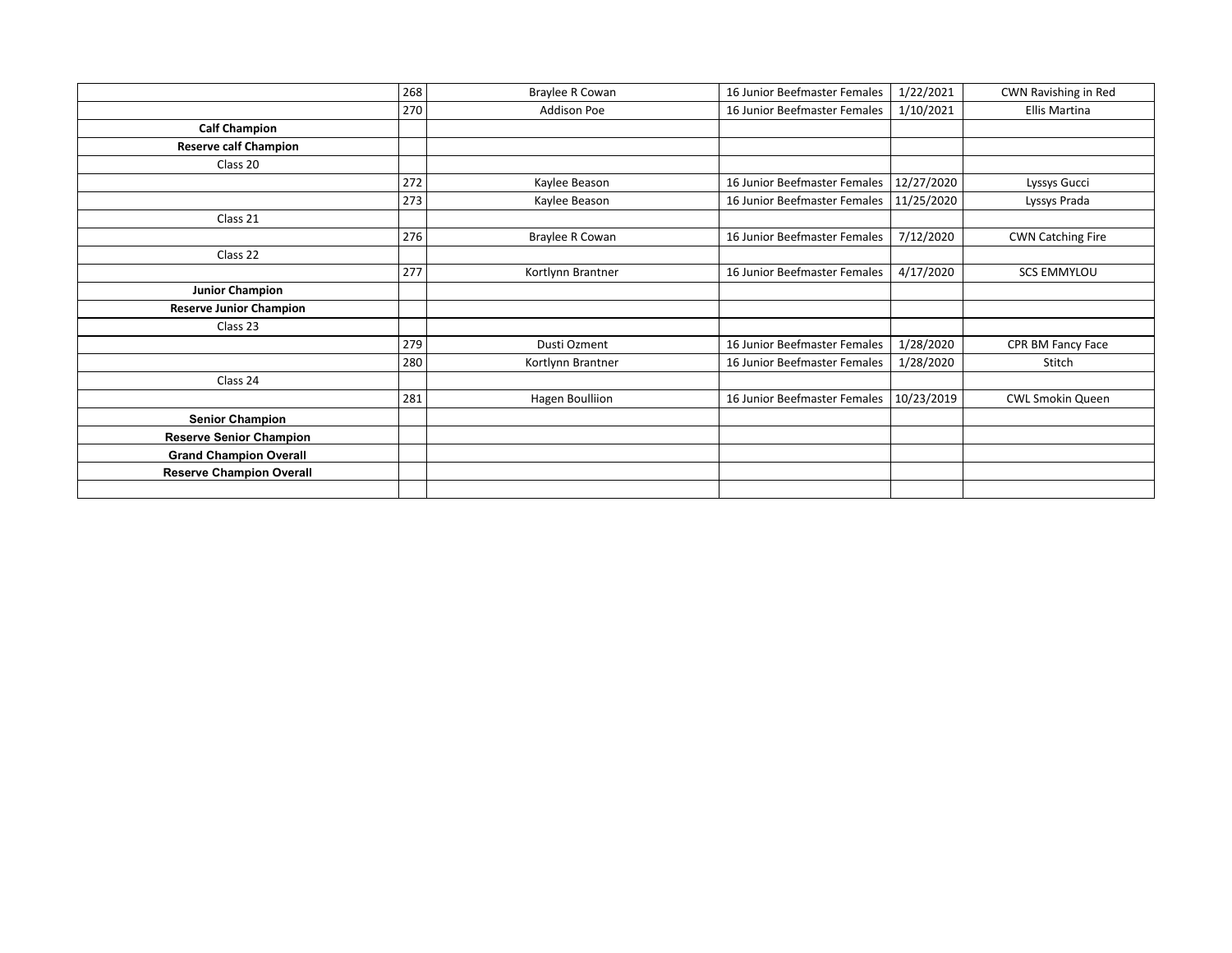| | | | | | |
|---|---|---|---|---|---|
| | 268 | Braylee R Cowan | 16 Junior Beefmaster Females | 1/22/2021 | CWN Ravishing in Red |
| | 270 | Addison Poe | 16 Junior Beefmaster Females | 1/10/2021 | Ellis Martina |
| **Calf Champion** | | | | | |
| **Reserve calf Champion** | | | | | |
| Class 20 | | | | | |
| | 272 | Kaylee Beason | 16 Junior Beefmaster Females | 12/27/2020 | Lyssys Gucci |
| | 273 | Kaylee Beason | 16 Junior Beefmaster Females | 11/25/2020 | Lyssys Prada |
| Class 21 | | | | | |
| | 276 | Braylee R Cowan | 16 Junior Beefmaster Females | 7/12/2020 | CWN Catching Fire |
| Class 22 | | | | | |
| | 277 | Kortlynn Brantner | 16 Junior Beefmaster Females | 4/17/2020 | SCS EMMYLOU |
| **Junior Champion** | | | | | |
| **Reserve Junior Champion** | | | | | |
| Class 23 | | | | | |
| | 279 | Dusti Ozment | 16 Junior Beefmaster Females | 1/28/2020 | CPR BM Fancy Face |
| | 280 | Kortlynn Brantner | 16 Junior Beefmaster Females | 1/28/2020 | Stitch |
| Class 24 | | | | | |
| | 281 | Hagen Boulliion | 16 Junior Beefmaster Females | 10/23/2019 | CWL Smokin Queen |
| **Senior Champion** | | | | | |
| **Reserve Senior Champion** | | | | | |
| **Grand Champion Overall** | | | | | |
| **Reserve Champion Overall** | | | | | |
| | | | | | |